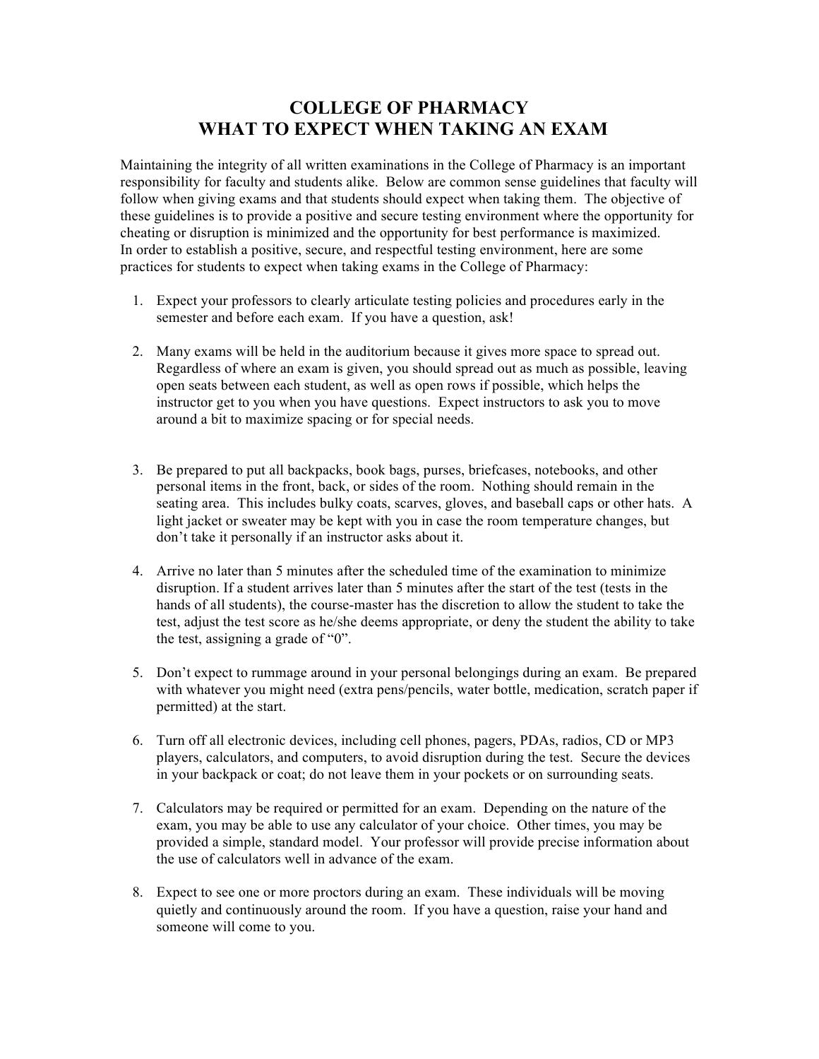# COLLEGE OF PHARMACY
# WHAT TO EXPECT WHEN TAKING AN EXAM

Maintaining the integrity of all written examinations in the College of Pharmacy is an important responsibility for faculty and students alike. Below are common sense guidelines that faculty will follow when giving exams and that students should expect when taking them. The objective of these guidelines is to provide a positive and secure testing environment where the opportunity for cheating or disruption is minimized and the opportunity for best performance is maximized.
In order to establish a positive, secure, and respectful testing environment, here are some practices for students to expect when taking exams in the College of Pharmacy:

1. Expect your professors to clearly articulate testing policies and procedures early in the semester and before each exam. If you have a question, ask!

2. Many exams will be held in the auditorium because it gives more space to spread out. Regardless of where an exam is given, you should spread out as much as possible, leaving open seats between each student, as well as open rows if possible, which helps the instructor get to you when you have questions. Expect instructors to ask you to move around a bit to maximize spacing or for special needs.

3. Be prepared to put all backpacks, book bags, purses, briefcases, notebooks, and other personal items in the front, back, or sides of the room. Nothing should remain in the seating area. This includes bulky coats, scarves, gloves, and baseball caps or other hats. A light jacket or sweater may be kept with you in case the room temperature changes, but don't take it personally if an instructor asks about it.

4. Arrive no later than 5 minutes after the scheduled time of the examination to minimize disruption. If a student arrives later than 5 minutes after the start of the test (tests in the hands of all students), the course-master has the discretion to allow the student to take the test, adjust the test score as he/she deems appropriate, or deny the student the ability to take the test, assigning a grade of "0".

5. Don't expect to rummage around in your personal belongings during an exam. Be prepared with whatever you might need (extra pens/pencils, water bottle, medication, scratch paper if permitted) at the start.

6. Turn off all electronic devices, including cell phones, pagers, PDAs, radios, CD or MP3 players, calculators, and computers, to avoid disruption during the test. Secure the devices in your backpack or coat; do not leave them in your pockets or on surrounding seats.

7. Calculators may be required or permitted for an exam. Depending on the nature of the exam, you may be able to use any calculator of your choice. Other times, you may be provided a simple, standard model. Your professor will provide precise information about the use of calculators well in advance of the exam.

8. Expect to see one or more proctors during an exam. These individuals will be moving quietly and continuously around the room. If you have a question, raise your hand and someone will come to you.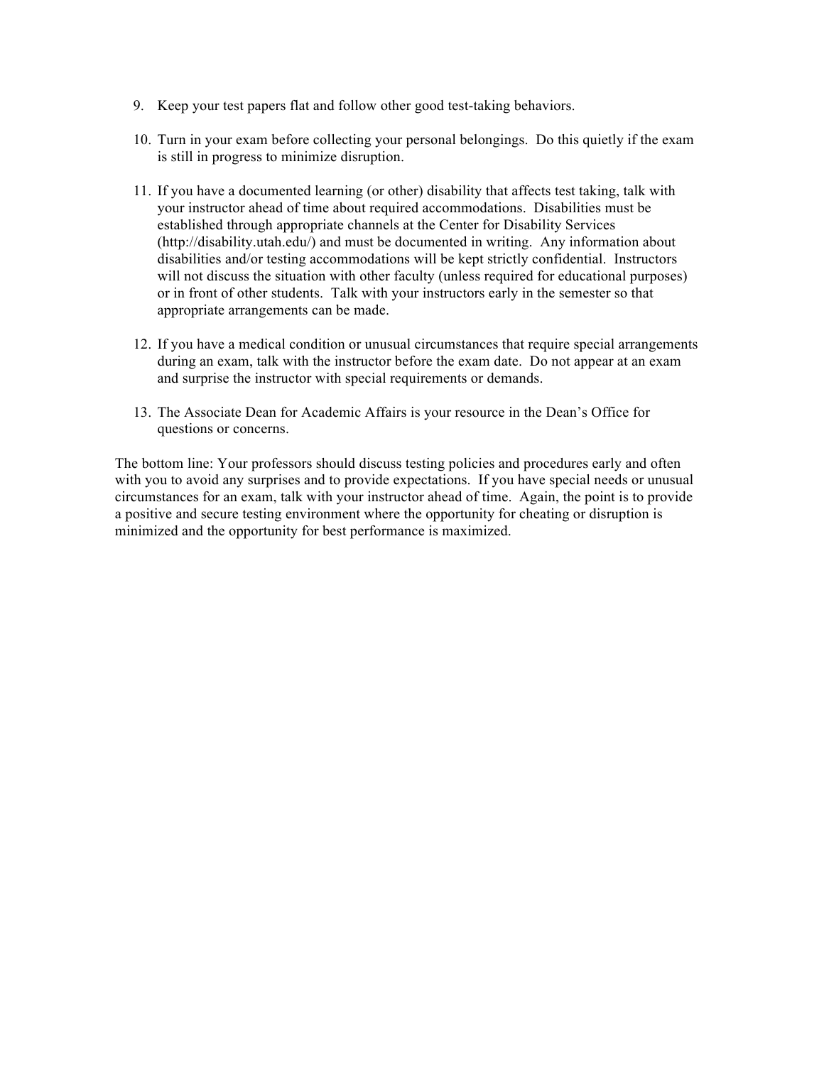9. Keep your test papers flat and follow other good test-taking behaviors.

10. Turn in your exam before collecting your personal belongings. Do this quietly if the exam is still in progress to minimize disruption.

11. If you have a documented learning (or other) disability that affects test taking, talk with your instructor ahead of time about required accommodations. Disabilities must be established through appropriate channels at the Center for Disability Services (http://disability.utah.edu/) and must be documented in writing. Any information about disabilities and/or testing accommodations will be kept strictly confidential. Instructors will not discuss the situation with other faculty (unless required for educational purposes) or in front of other students. Talk with your instructors early in the semester so that appropriate arrangements can be made.

12. If you have a medical condition or unusual circumstances that require special arrangements during an exam, talk with the instructor before the exam date. Do not appear at an exam and surprise the instructor with special requirements or demands.

13. The Associate Dean for Academic Affairs is your resource in the Dean's Office for questions or concerns.

The bottom line: Your professors should discuss testing policies and procedures early and often with you to avoid any surprises and to provide expectations. If you have special needs or unusual circumstances for an exam, talk with your instructor ahead of time. Again, the point is to provide a positive and secure testing environment where the opportunity for cheating or disruption is minimized and the opportunity for best performance is maximized.